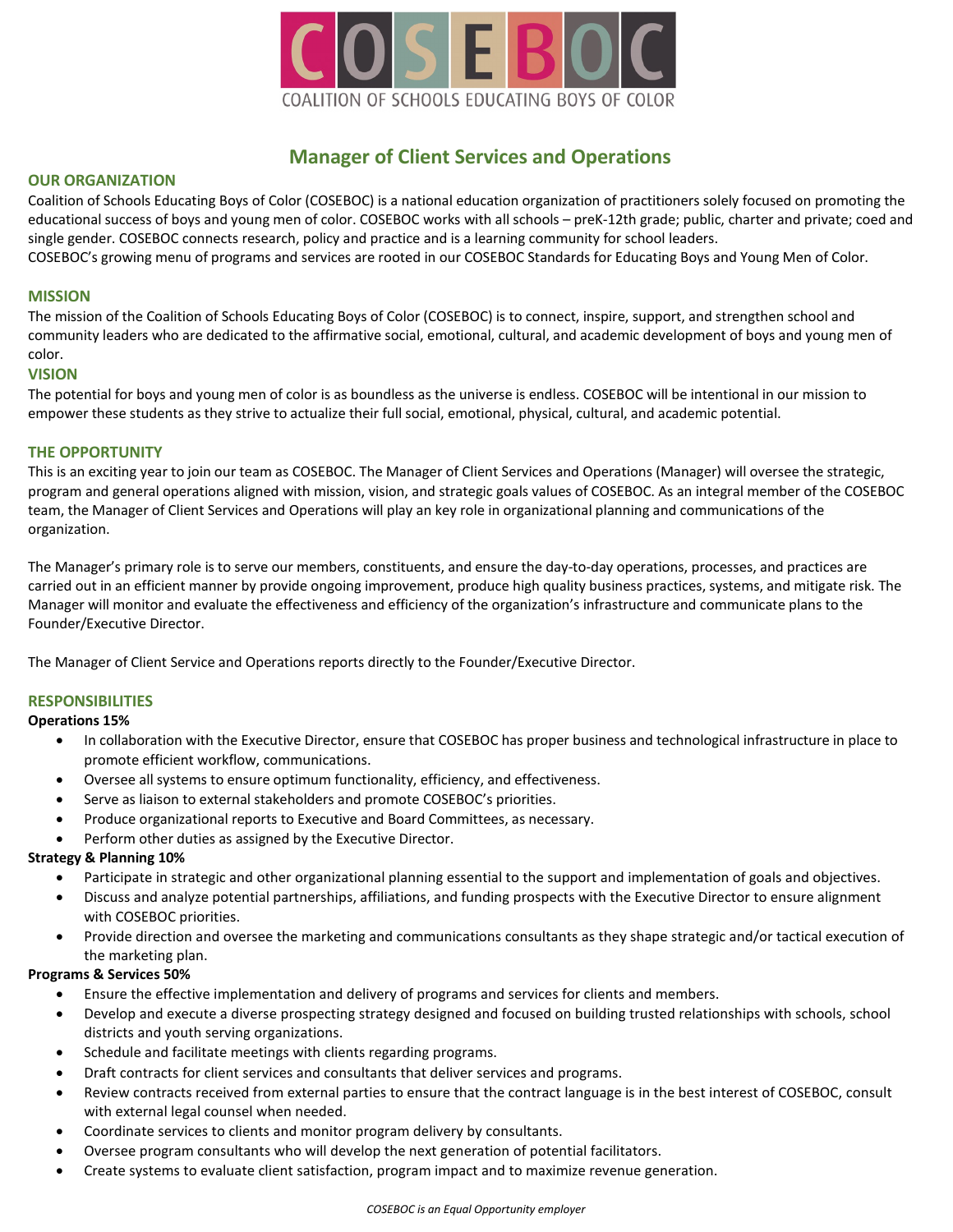COSEBOC

COALITION OF SCHOOLS EDUCATING BOYS OF COLOR

# Manager of Client Services and Operations

## OUR ORGANIZATION

Coalition of Schools Educating Boys of Color (COSEBOC) is a national education organization of practitioners solely focused on promoting the educational success of boys and young men of color. COSEBOC works with all schools – preK-12th grade; public, charter and private; coed and single gender. COSEBOC connects research, policy and practice and is a learning community for school leaders.
COSEBOC's growing menu of programs and services are rooted in our COSEBOC Standards for Educating Boys and Young Men of Color.

## MISSION

The mission of the Coalition of Schools Educating Boys of Color (COSEBOC) is to connect, inspire, support, and strengthen school and community leaders who are dedicated to the affirmative social, emotional, cultural, and academic development of boys and young men of color.

## VISION

The potential for boys and young men of color is as boundless as the universe is endless. COSEBOC will be intentional in our mission to empower these students as they strive to actualize their full social, emotional, physical, cultural, and academic potential.

## THE OPPORTUNITY

This is an exciting year to join our team as COSEBOC. The Manager of Client Services and Operations (Manager) will oversee the strategic, program and general operations aligned with mission, vision, and strategic goals values of COSEBOC. As an integral member of the COSEBOC team, the Manager of Client Services and Operations will play an key role in organizational planning and communications of the organization.

The Manager's primary role is to serve our members, constituents, and ensure the day-to-day operations, processes, and practices are carried out in an efficient manner by provide ongoing improvement, produce high quality business practices, systems, and mitigate risk. The Manager will monitor and evaluate the effectiveness and efficiency of the organization's infrastructure and communicate plans to the Founder/Executive Director.

The Manager of Client Service and Operations reports directly to the Founder/Executive Director.

## RESPONSIBILITIES

**Operations 15%**

- In collaboration with the Executive Director, ensure that COSEBOC has proper business and technological infrastructure in place to promote efficient workflow, communications.
- Oversee all systems to ensure optimum functionality, efficiency, and effectiveness.
- Serve as liaison to external stakeholders and promote COSEBOC's priorities.
- Produce organizational reports to Executive and Board Committees, as necessary.
- Perform other duties as assigned by the Executive Director.

**Strategy & Planning 10%**

- Participate in strategic and other organizational planning essential to the support and implementation of goals and objectives.
- Discuss and analyze potential partnerships, affiliations, and funding prospects with the Executive Director to ensure alignment with COSEBOC priorities.
- Provide direction and oversee the marketing and communications consultants as they shape strategic and/or tactical execution of the marketing plan.

**Programs & Services 50%**

- Ensure the effective implementation and delivery of programs and services for clients and members.
- Develop and execute a diverse prospecting strategy designed and focused on building trusted relationships with schools, school districts and youth serving organizations.
- Schedule and facilitate meetings with clients regarding programs.
- Draft contracts for client services and consultants that deliver services and programs.
- Review contracts received from external parties to ensure that the contract language is in the best interest of COSEBOC, consult with external legal counsel when needed.
- Coordinate services to clients and monitor program delivery by consultants.
- Oversee program consultants who will develop the next generation of potential facilitators.
- Create systems to evaluate client satisfaction, program impact and to maximize revenue generation.

*COSEBOC is an Equal Opportunity employer*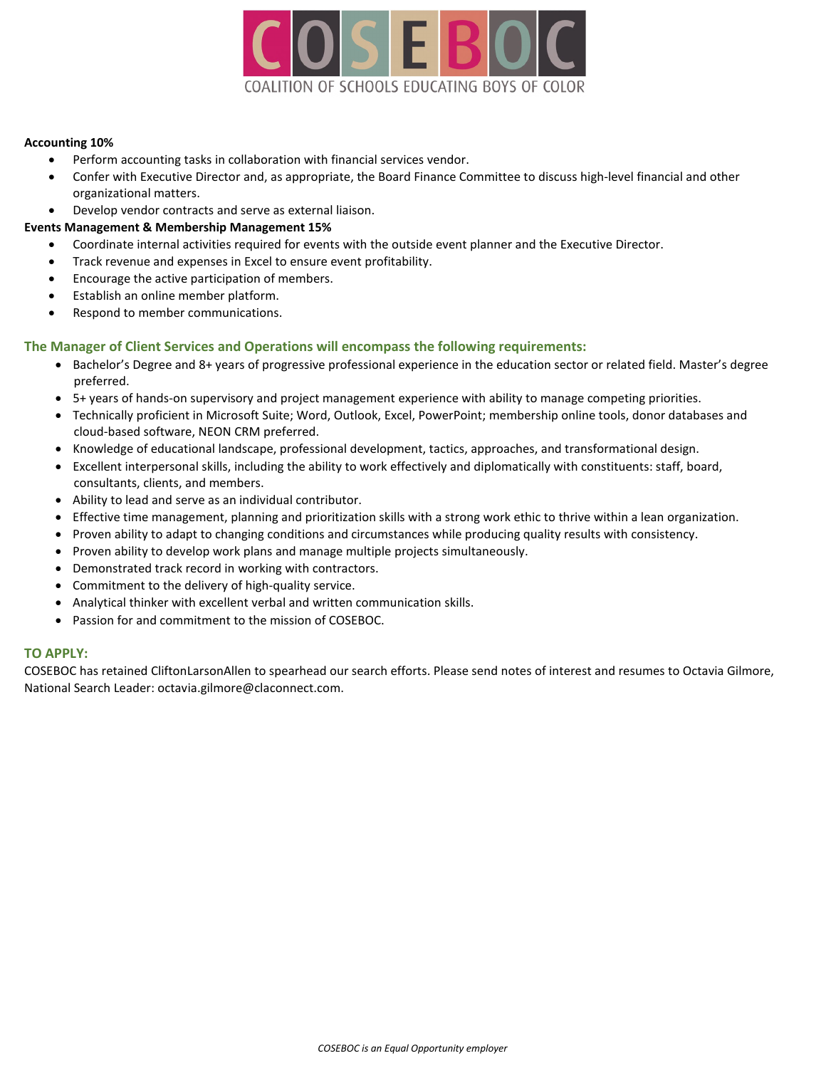COSEBOC

COALITION OF SCHOOLS EDUCATING BOYS OF COLOR

**Accounting 10%**

- Perform accounting tasks in collaboration with financial services vendor.
- Confer with Executive Director and, as appropriate, the Board Finance Committee to discuss high-level financial and other organizational matters.
- Develop vendor contracts and serve as external liaison.

**Events Management & Membership Management 15%**

- Coordinate internal activities required for events with the outside event planner and the Executive Director.
- Track revenue and expenses in Excel to ensure event profitability.
- Encourage the active participation of members.
- Establish an online member platform.
- Respond to member communications.

## The Manager of Client Services and Operations will encompass the following requirements:

- Bachelor's Degree and 8+ years of progressive professional experience in the education sector or related field. Master's degree preferred.
- 5+ years of hands-on supervisory and project management experience with ability to manage competing priorities.
- Technically proficient in Microsoft Suite; Word, Outlook, Excel, PowerPoint; membership online tools, donor databases and cloud-based software, NEON CRM preferred.
- Knowledge of educational landscape, professional development, tactics, approaches, and transformational design.
- Excellent interpersonal skills, including the ability to work effectively and diplomatically with constituents: staff, board, consultants, clients, and members.
- Ability to lead and serve as an individual contributor.
- Effective time management, planning and prioritization skills with a strong work ethic to thrive within a lean organization.
- Proven ability to adapt to changing conditions and circumstances while producing quality results with consistency.
- Proven ability to develop work plans and manage multiple projects simultaneously.
- Demonstrated track record in working with contractors.
- Commitment to the delivery of high-quality service.
- Analytical thinker with excellent verbal and written communication skills.
- Passion for and commitment to the mission of COSEBOC.

## TO APPLY:

COSEBOC has retained CliftonLarsonAllen to spearhead our search efforts. Please send notes of interest and resumes to Octavia Gilmore, National Search Leader: octavia.gilmore@claconnect.com.

*COSEBOC is an Equal Opportunity employer*